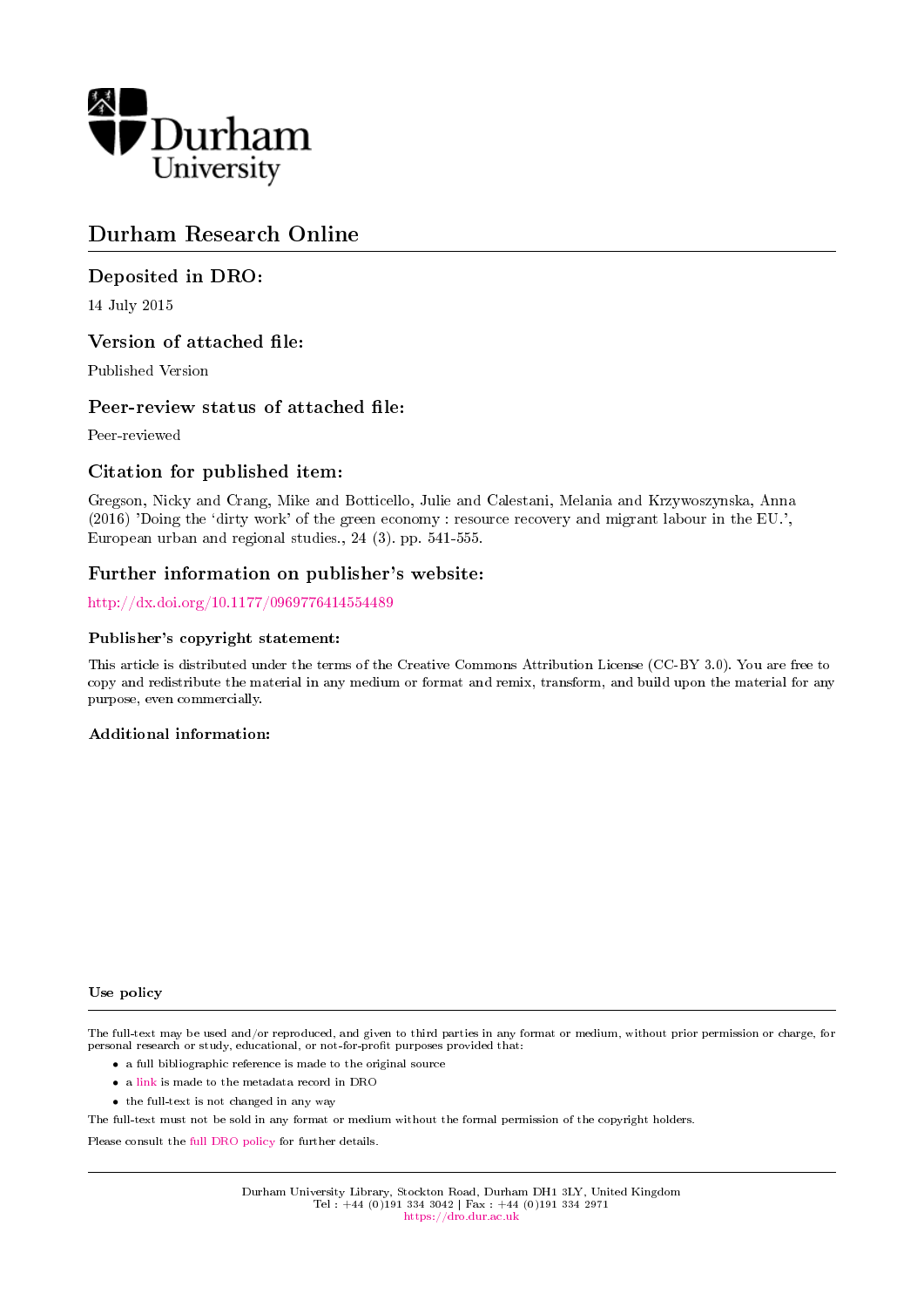Durham University

# Durham Research Online

## Deposited in DRO:

14 July 2015

## Version of attached file:

Published Version

## Peer-review status of attached file:

Peer-reviewed

## Citation for published item:

Gregson, Nicky and Crang, Mike and Botticello, Julie and Calestani, Melania and Krzywoszynska, Anna (2016) 'Doing the 'dirty work' of the green economy : resource recovery and migrant labour in the EU.', European urban and regional studies., 24 (3). pp. 541-555.

## Further information on publisher's website:

http://dx.doi.org/10.1177/0969776414554489

### Publisher's copyright statement:

This article is distributed under the terms of the Creative Commons Attribution License (CC-BY 3.0). You are free to copy and redistribute the material in any medium or format and remix, transform, and build upon the material for any purpose, even commercially.

### Additional information:

### Use policy

The full-text may be used and/or reproduced, and given to third parties in any format or medium, without prior permission or charge, for personal research or study, educational, or not-for-profit purposes provided that:

- a full bibliographic reference is made to the original source
- a link is made to the metadata record in DRO
- the full-text is not changed in any way

The full-text must not be sold in any format or medium without the formal permission of the copyright holders.

Please consult the full DRO policy for further details.

Durham University Library, Stockton Road, Durham DH1 3LY, United Kingdom
Tel : +44 (0)191 334 3042 | Fax : +44 (0)191 334 2971
https://dro.dur.ac.uk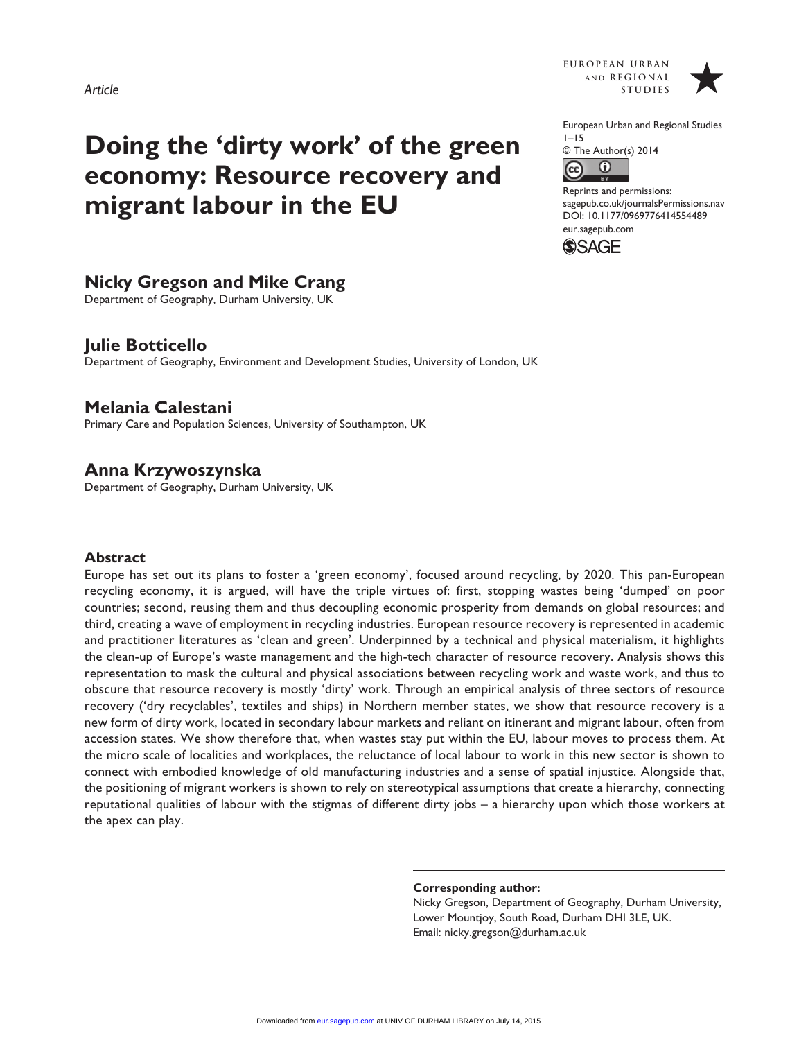*Article*

# Doing the 'dirty work' of the green economy: Resource recovery and migrant labour in the EU

European Urban and Regional Studies
1–15
© The Author(s) 2014
Reprints and permissions:
sagepub.co.uk/journalsPermissions.nav
DOI: 10.1177/0969776414554489
eur.sagepub.com

**Nicky Gregson and Mike Crang**
Department of Geography, Durham University, UK

**Julie Botticello**
Department of Geography, Environment and Development Studies, University of London, UK

**Melania Calestani**
Primary Care and Population Sciences, University of Southampton, UK

**Anna Krzywoszynska**
Department of Geography, Durham University, UK

## Abstract

Europe has set out its plans to foster a 'green economy', focused around recycling, by 2020. This pan-European recycling economy, it is argued, will have the triple virtues of: first, stopping wastes being 'dumped' on poor countries; second, reusing them and thus decoupling economic prosperity from demands on global resources; and third, creating a wave of employment in recycling industries. European resource recovery is represented in academic and practitioner literatures as 'clean and green'. Underpinned by a technical and physical materialism, it highlights the clean-up of Europe's waste management and the high-tech character of resource recovery. Analysis shows this representation to mask the cultural and physical associations between recycling work and waste work, and thus to obscure that resource recovery is mostly 'dirty' work. Through an empirical analysis of three sectors of resource recovery ('dry recyclables', textiles and ships) in Northern member states, we show that resource recovery is a new form of dirty work, located in secondary labour markets and reliant on itinerant and migrant labour, often from accession states. We show therefore that, when wastes stay put within the EU, labour moves to process them. At the micro scale of localities and workplaces, the reluctance of local labour to work in this new sector is shown to connect with embodied knowledge of old manufacturing industries and a sense of spatial injustice. Alongside that, the positioning of migrant workers is shown to rely on stereotypical assumptions that create a hierarchy, connecting reputational qualities of labour with the stigmas of different dirty jobs – a hierarchy upon which those workers at the apex can play.

**Corresponding author:**
Nicky Gregson, Department of Geography, Durham University, Lower Mountjoy, South Road, Durham DH1 3LE, UK.
Email: nicky.gregson@durham.ac.uk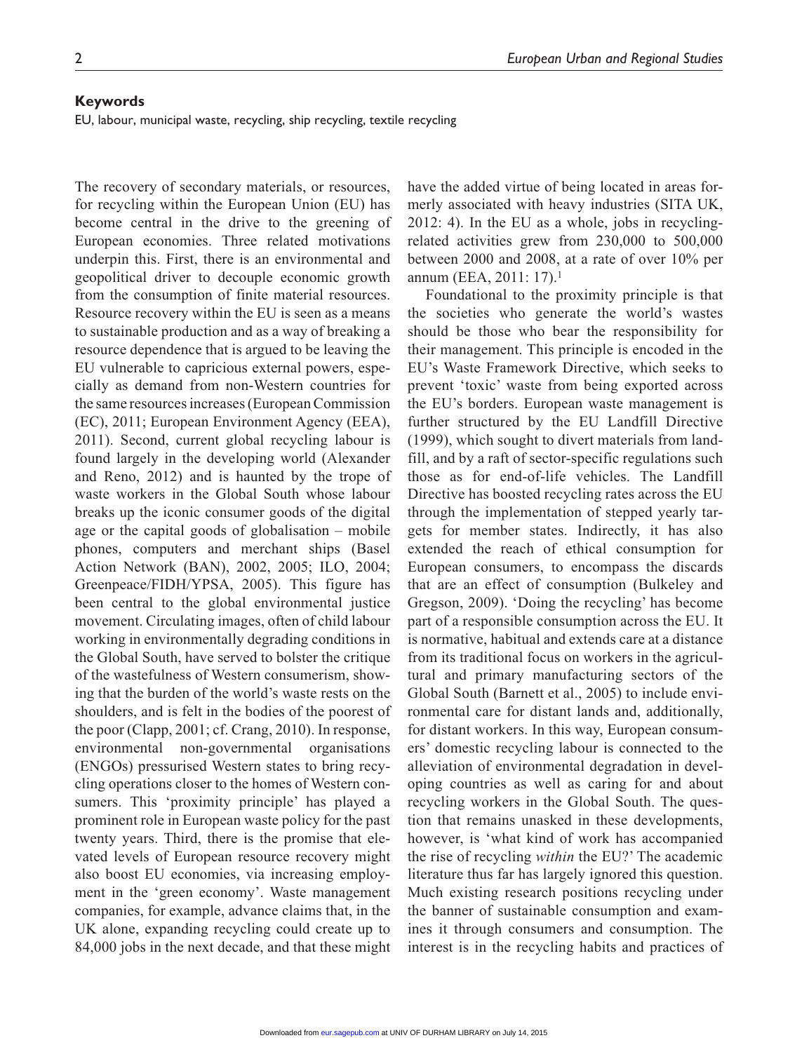## Keywords

EU, labour, municipal waste, recycling, ship recycling, textile recycling

The recovery of secondary materials, or resources, for recycling within the European Union (EU) has become central in the drive to the greening of European economies. Three related motivations underpin this. First, there is an environmental and geopolitical driver to decouple economic growth from the consumption of finite material resources. Resource recovery within the EU is seen as a means to sustainable production and as a way of breaking a resource dependence that is argued to be leaving the EU vulnerable to capricious external powers, especially as demand from non-Western countries for the same resources increases (European Commission (EC), 2011; European Environment Agency (EEA), 2011). Second, current global recycling labour is found largely in the developing world (Alexander and Reno, 2012) and is haunted by the trope of waste workers in the Global South whose labour breaks up the iconic consumer goods of the digital age or the capital goods of globalisation – mobile phones, computers and merchant ships (Basel Action Network (BAN), 2002, 2005; ILO, 2004; Greenpeace/FIDH/YPSA, 2005). This figure has been central to the global environmental justice movement. Circulating images, often of child labour working in environmentally degrading conditions in the Global South, have served to bolster the critique of the wastefulness of Western consumerism, showing that the burden of the world's waste rests on the shoulders, and is felt in the bodies of the poorest of the poor (Clapp, 2001; cf. Crang, 2010). In response, environmental non-governmental organisations (ENGOs) pressurised Western states to bring recycling operations closer to the homes of Western consumers. This 'proximity principle' has played a prominent role in European waste policy for the past twenty years. Third, there is the promise that elevated levels of European resource recovery might also boost EU economies, via increasing employment in the 'green economy'. Waste management companies, for example, advance claims that, in the UK alone, expanding recycling could create up to 84,000 jobs in the next decade, and that these might have the added virtue of being located in areas formerly associated with heavy industries (SITA UK, 2012: 4). In the EU as a whole, jobs in recycling-related activities grew from 230,000 to 500,000 between 2000 and 2008, at a rate of over 10% per annum (EEA, 2011: 17).[1]

Foundational to the proximity principle is that the societies who generate the world's wastes should be those who bear the responsibility for their management. This principle is encoded in the EU's Waste Framework Directive, which seeks to prevent 'toxic' waste from being exported across the EU's borders. European waste management is further structured by the EU Landfill Directive (1999), which sought to divert materials from landfill, and by a raft of sector-specific regulations such those as for end-of-life vehicles. The Landfill Directive has boosted recycling rates across the EU through the implementation of stepped yearly targets for member states. Indirectly, it has also extended the reach of ethical consumption for European consumers, to encompass the discards that are an effect of consumption (Bulkeley and Gregson, 2009). 'Doing the recycling' has become part of a responsible consumption across the EU. It is normative, habitual and extends care at a distance from its traditional focus on workers in the agricultural and primary manufacturing sectors of the Global South (Barnett et al., 2005) to include environmental care for distant lands and, additionally, for distant workers. In this way, European consumers' domestic recycling labour is connected to the alleviation of environmental degradation in developing countries as well as caring for and about recycling workers in the Global South. The question that remains unasked in these developments, however, is 'what kind of work has accompanied the rise of recycling *within* the EU?' The academic literature thus far has largely ignored this question. Much existing research positions recycling under the banner of sustainable consumption and examines it through consumers and consumption. The interest is in the recycling habits and practices of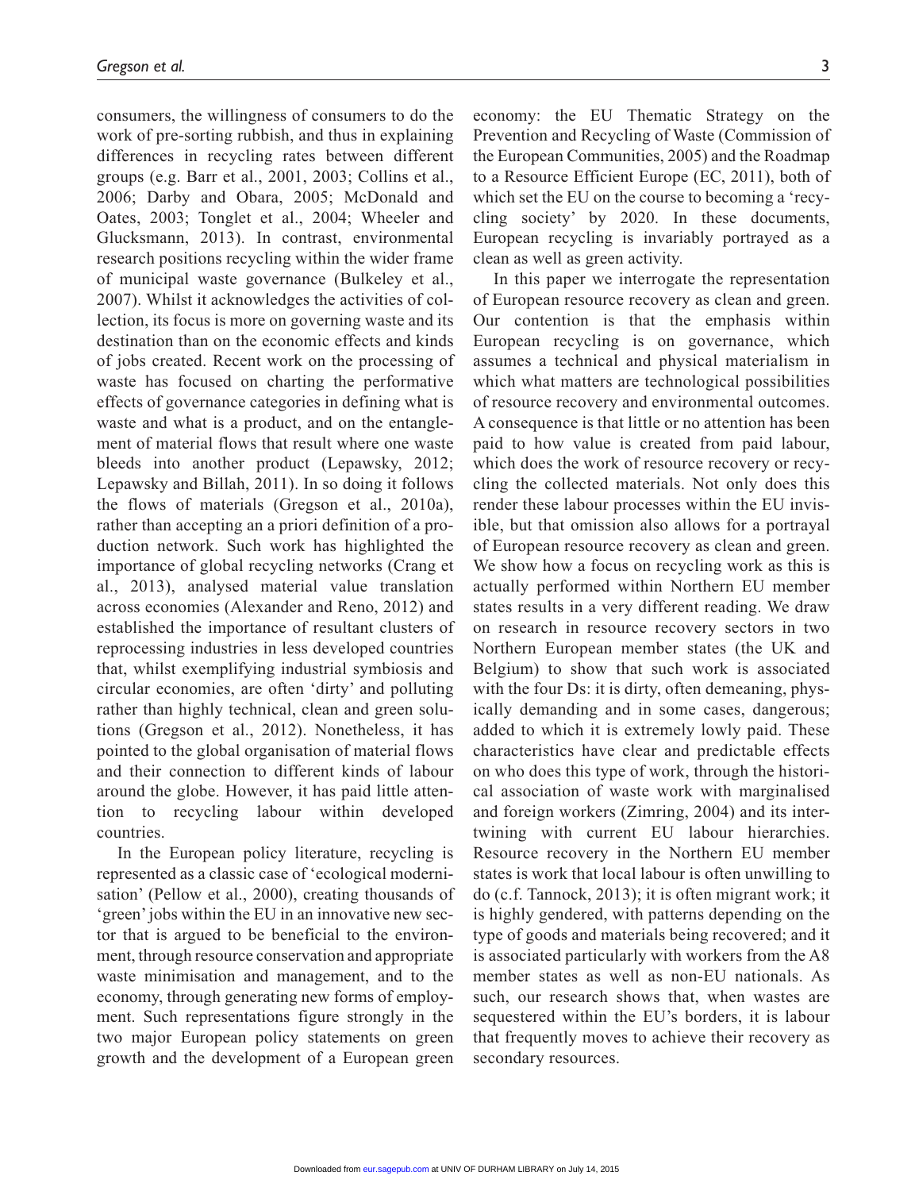consumers, the willingness of consumers to do the work of pre-sorting rubbish, and thus in explaining differences in recycling rates between different groups (e.g. Barr et al., 2001, 2003; Collins et al., 2006; Darby and Obara, 2005; McDonald and Oates, 2003; Tonglet et al., 2004; Wheeler and Glucksmann, 2013). In contrast, environmental research positions recycling within the wider frame of municipal waste governance (Bulkeley et al., 2007). Whilst it acknowledges the activities of collection, its focus is more on governing waste and its destination than on the economic effects and kinds of jobs created. Recent work on the processing of waste has focused on charting the performative effects of governance categories in defining what is waste and what is a product, and on the entanglement of material flows that result where one waste bleeds into another product (Lepawsky, 2012; Lepawsky and Billah, 2011). In so doing it follows the flows of materials (Gregson et al., 2010a), rather than accepting an a priori definition of a production network. Such work has highlighted the importance of global recycling networks (Crang et al., 2013), analysed material value translation across economies (Alexander and Reno, 2012) and established the importance of resultant clusters of reprocessing industries in less developed countries that, whilst exemplifying industrial symbiosis and circular economies, are often 'dirty' and polluting rather than highly technical, clean and green solutions (Gregson et al., 2012). Nonetheless, it has pointed to the global organisation of material flows and their connection to different kinds of labour around the globe. However, it has paid little attention to recycling labour within developed countries.

In the European policy literature, recycling is represented as a classic case of 'ecological modernisation' (Pellow et al., 2000), creating thousands of 'green' jobs within the EU in an innovative new sector that is argued to be beneficial to the environment, through resource conservation and appropriate waste minimisation and management, and to the economy, through generating new forms of employment. Such representations figure strongly in the two major European policy statements on green growth and the development of a European green economy: the EU Thematic Strategy on the Prevention and Recycling of Waste (Commission of the European Communities, 2005) and the Roadmap to a Resource Efficient Europe (EC, 2011), both of which set the EU on the course to becoming a 'recycling society' by 2020. In these documents, European recycling is invariably portrayed as a clean as well as green activity.

In this paper we interrogate the representation of European resource recovery as clean and green. Our contention is that the emphasis within European recycling is on governance, which assumes a technical and physical materialism in which what matters are technological possibilities of resource recovery and environmental outcomes. A consequence is that little or no attention has been paid to how value is created from paid labour, which does the work of resource recovery or recycling the collected materials. Not only does this render these labour processes within the EU invisible, but that omission also allows for a portrayal of European resource recovery as clean and green. We show how a focus on recycling work as this is actually performed within Northern EU member states results in a very different reading. We draw on research in resource recovery sectors in two Northern European member states (the UK and Belgium) to show that such work is associated with the four Ds: it is dirty, often demeaning, physically demanding and in some cases, dangerous; added to which it is extremely lowly paid. These characteristics have clear and predictable effects on who does this type of work, through the historical association of waste work with marginalised and foreign workers (Zimring, 2004) and its intertwining with current EU labour hierarchies. Resource recovery in the Northern EU member states is work that local labour is often unwilling to do (c.f. Tannock, 2013); it is often migrant work; it is highly gendered, with patterns depending on the type of goods and materials being recovered; and it is associated particularly with workers from the A8 member states as well as non-EU nationals. As such, our research shows that, when wastes are sequestered within the EU's borders, it is labour that frequently moves to achieve their recovery as secondary resources.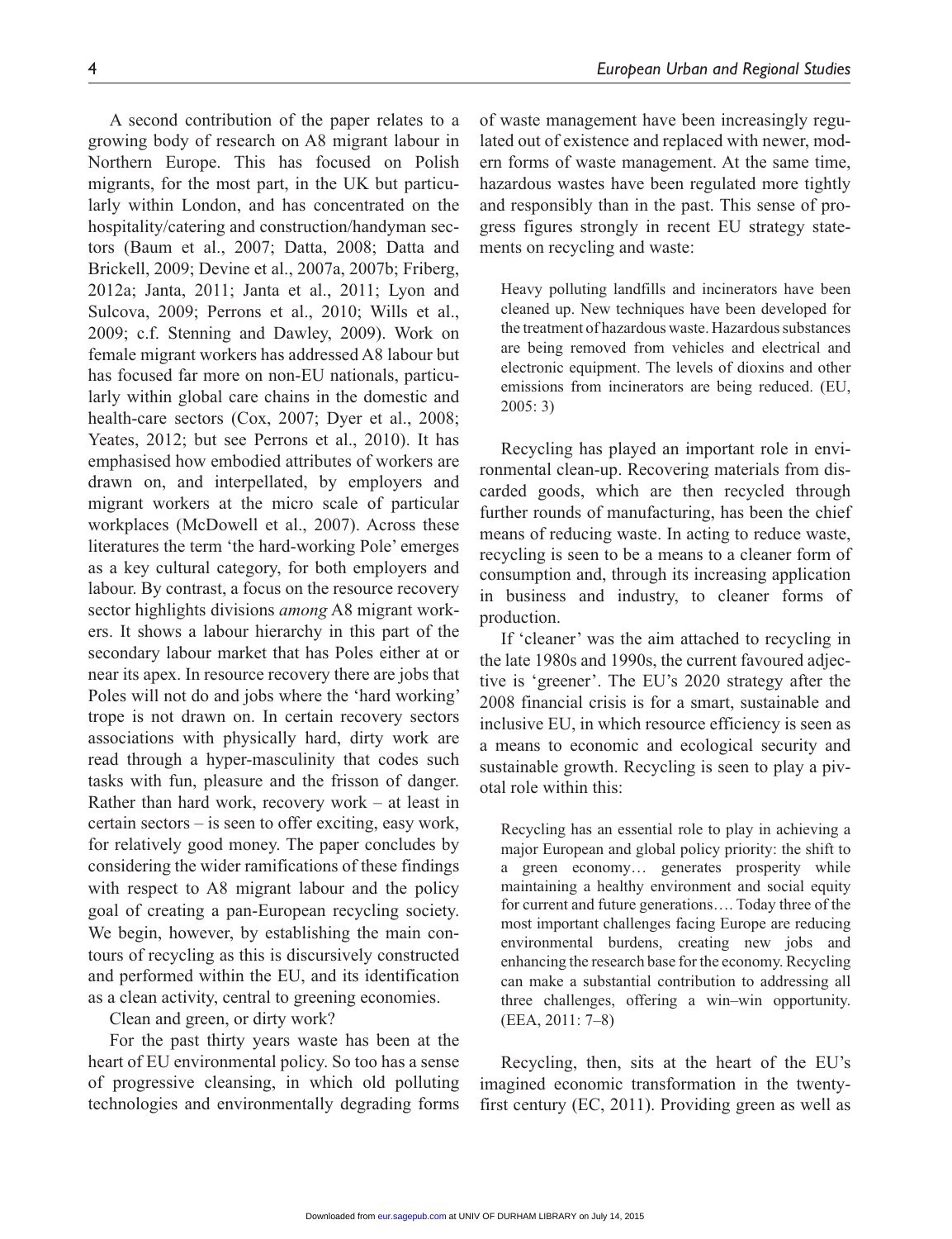A second contribution of the paper relates to a growing body of research on A8 migrant labour in Northern Europe. This has focused on Polish migrants, for the most part, in the UK but particularly within London, and has concentrated on the hospitality/catering and construction/handyman sectors (Baum et al., 2007; Datta, 2008; Datta and Brickell, 2009; Devine et al., 2007a, 2007b; Friberg, 2012a; Janta, 2011; Janta et al., 2011; Lyon and Sulcova, 2009; Perrons et al., 2010; Wills et al., 2009; c.f. Stenning and Dawley, 2009). Work on female migrant workers has addressed A8 labour but has focused far more on non-EU nationals, particularly within global care chains in the domestic and health-care sectors (Cox, 2007; Dyer et al., 2008; Yeates, 2012; but see Perrons et al., 2010). It has emphasised how embodied attributes of workers are drawn on, and interpellated, by employers and migrant workers at the micro scale of particular workplaces (McDowell et al., 2007). Across these literatures the term 'the hard-working Pole' emerges as a key cultural category, for both employers and labour. By contrast, a focus on the resource recovery sector highlights divisions *among* A8 migrant workers. It shows a labour hierarchy in this part of the secondary labour market that has Poles either at or near its apex. In resource recovery there are jobs that Poles will not do and jobs where the 'hard working' trope is not drawn on. In certain recovery sectors associations with physically hard, dirty work are read through a hyper-masculinity that codes such tasks with fun, pleasure and the frisson of danger. Rather than hard work, recovery work – at least in certain sectors – is seen to offer exciting, easy work, for relatively good money. The paper concludes by considering the wider ramifications of these findings with respect to A8 migrant labour and the policy goal of creating a pan-European recycling society. We begin, however, by establishing the main contours of recycling as this is discursively constructed and performed within the EU, and its identification as a clean activity, central to greening economies.

## Clean and green, or dirty work?

For the past thirty years waste has been at the heart of EU environmental policy. So too has a sense of progressive cleansing, in which old polluting technologies and environmentally degrading forms of waste management have been increasingly regulated out of existence and replaced with newer, modern forms of waste management. At the same time, hazardous wastes have been regulated more tightly and responsibly than in the past. This sense of progress figures strongly in recent EU strategy statements on recycling and waste:

> Heavy polluting landfills and incinerators have been cleaned up. New techniques have been developed for the treatment of hazardous waste. Hazardous substances are being removed from vehicles and electrical and electronic equipment. The levels of dioxins and other emissions from incinerators are being reduced. (EU, 2005: 3)

Recycling has played an important role in environmental clean-up. Recovering materials from discarded goods, which are then recycled through further rounds of manufacturing, has been the chief means of reducing waste. In acting to reduce waste, recycling is seen to be a means to a cleaner form of consumption and, through its increasing application in business and industry, to cleaner forms of production.

If 'cleaner' was the aim attached to recycling in the late 1980s and 1990s, the current favoured adjective is 'greener'. The EU's 2020 strategy after the 2008 financial crisis is for a smart, sustainable and inclusive EU, in which resource efficiency is seen as a means to economic and ecological security and sustainable growth. Recycling is seen to play a pivotal role within this:

> Recycling has an essential role to play in achieving a major European and global policy priority: the shift to a green economy… generates prosperity while maintaining a healthy environment and social equity for current and future generations…. Today three of the most important challenges facing Europe are reducing environmental burdens, creating new jobs and enhancing the research base for the economy. Recycling can make a substantial contribution to addressing all three challenges, offering a win–win opportunity. (EEA, 2011: 7–8)

Recycling, then, sits at the heart of the EU's imagined economic transformation in the twenty-first century (EC, 2011). Providing green as well as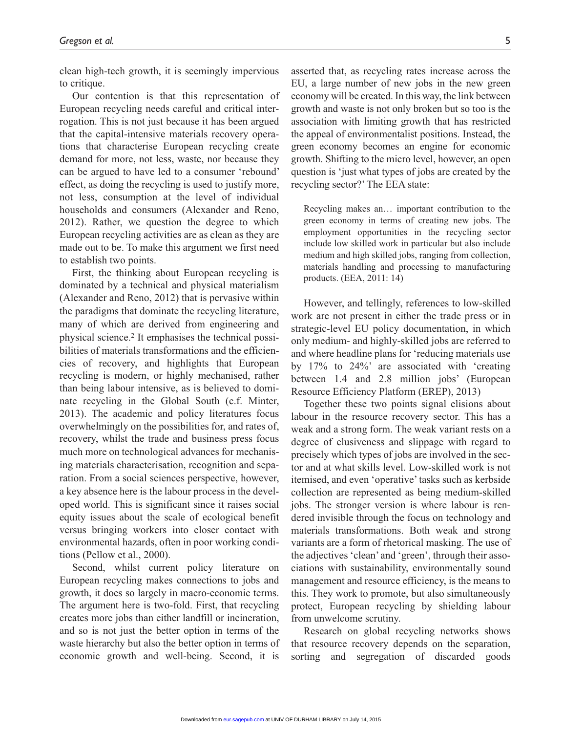clean high-tech growth, it is seemingly impervious to critique.

Our contention is that this representation of European recycling needs careful and critical interrogation. This is not just because it has been argued that the capital-intensive materials recovery operations that characterise European recycling create demand for more, not less, waste, nor because they can be argued to have led to a consumer 'rebound' effect, as doing the recycling is used to justify more, not less, consumption at the level of individual households and consumers (Alexander and Reno, 2012). Rather, we question the degree to which European recycling activities are as clean as they are made out to be. To make this argument we first need to establish two points.

First, the thinking about European recycling is dominated by a technical and physical materialism (Alexander and Reno, 2012) that is pervasive within the paradigms that dominate the recycling literature, many of which are derived from engineering and physical science.[2] It emphasises the technical possibilities of materials transformations and the efficiencies of recovery, and highlights that European recycling is modern, or highly mechanised, rather than being labour intensive, as is believed to dominate recycling in the Global South (c.f. Minter, 2013). The academic and policy literatures focus overwhelmingly on the possibilities for, and rates of, recovery, whilst the trade and business press focus much more on technological advances for mechanising materials characterisation, recognition and separation. From a social sciences perspective, however, a key absence here is the labour process in the developed world. This is significant since it raises social equity issues about the scale of ecological benefit versus bringing workers into closer contact with environmental hazards, often in poor working conditions (Pellow et al., 2000).

Second, whilst current policy literature on European recycling makes connections to jobs and growth, it does so largely in macro-economic terms. The argument here is two-fold. First, that recycling creates more jobs than either landfill or incineration, and so is not just the better option in terms of the waste hierarchy but also the better option in terms of economic growth and well-being. Second, it is asserted that, as recycling rates increase across the EU, a large number of new jobs in the new green economy will be created. In this way, the link between growth and waste is not only broken but so too is the association with limiting growth that has restricted the appeal of environmentalist positions. Instead, the green economy becomes an engine for economic growth. Shifting to the micro level, however, an open question is 'just what types of jobs are created by the recycling sector?' The EEA state:

> Recycling makes an… important contribution to the green economy in terms of creating new jobs. The employment opportunities in the recycling sector include low skilled work in particular but also include medium and high skilled jobs, ranging from collection, materials handling and processing to manufacturing products. (EEA, 2011: 14)

However, and tellingly, references to low-skilled work are not present in either the trade press or in strategic-level EU policy documentation, in which only medium- and highly-skilled jobs are referred to and where headline plans for 'reducing materials use by 17% to 24%' are associated with 'creating between 1.4 and 2.8 million jobs' (European Resource Efficiency Platform (EREP), 2013)

Together these two points signal elisions about labour in the resource recovery sector. This has a weak and a strong form. The weak variant rests on a degree of elusiveness and slippage with regard to precisely which types of jobs are involved in the sector and at what skills level. Low-skilled work is not itemised, and even 'operative' tasks such as kerbside collection are represented as being medium-skilled jobs. The stronger version is where labour is rendered invisible through the focus on technology and materials transformations. Both weak and strong variants are a form of rhetorical masking. The use of the adjectives 'clean' and 'green', through their associations with sustainability, environmentally sound management and resource efficiency, is the means to this. They work to promote, but also simultaneously protect, European recycling by shielding labour from unwelcome scrutiny.

Research on global recycling networks shows that resource recovery depends on the separation, sorting and segregation of discarded goods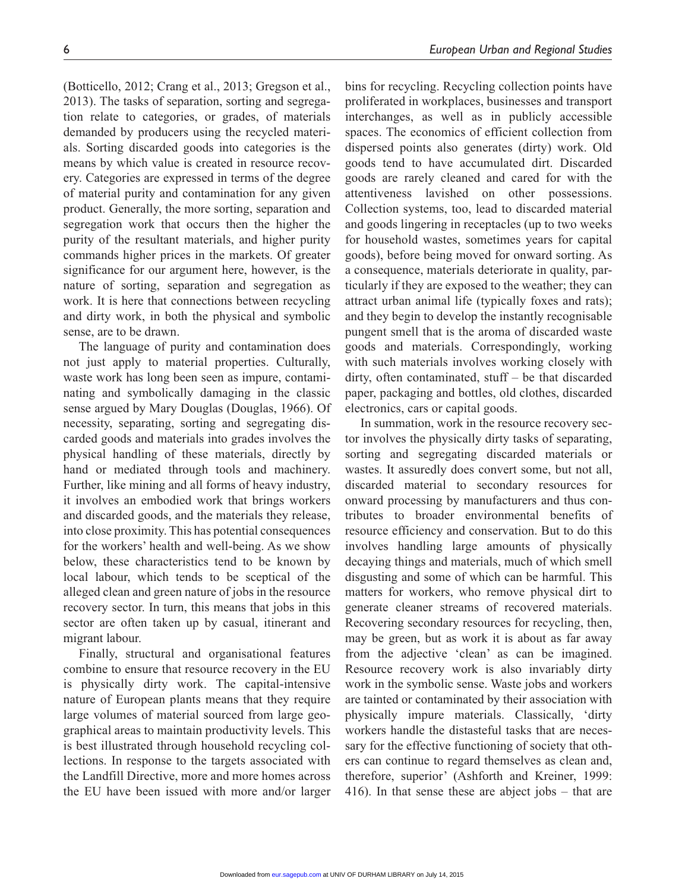(Botticello, 2012; Crang et al., 2013; Gregson et al., 2013). The tasks of separation, sorting and segregation relate to categories, or grades, of materials demanded by producers using the recycled materials. Sorting discarded goods into categories is the means by which value is created in resource recovery. Categories are expressed in terms of the degree of material purity and contamination for any given product. Generally, the more sorting, separation and segregation work that occurs then the higher the purity of the resultant materials, and higher purity commands higher prices in the markets. Of greater significance for our argument here, however, is the nature of sorting, separation and segregation as work. It is here that connections between recycling and dirty work, in both the physical and symbolic sense, are to be drawn.

The language of purity and contamination does not just apply to material properties. Culturally, waste work has long been seen as impure, contaminating and symbolically damaging in the classic sense argued by Mary Douglas (Douglas, 1966). Of necessity, separating, sorting and segregating discarded goods and materials into grades involves the physical handling of these materials, directly by hand or mediated through tools and machinery. Further, like mining and all forms of heavy industry, it involves an embodied work that brings workers and discarded goods, and the materials they release, into close proximity. This has potential consequences for the workers' health and well-being. As we show below, these characteristics tend to be known by local labour, which tends to be sceptical of the alleged clean and green nature of jobs in the resource recovery sector. In turn, this means that jobs in this sector are often taken up by casual, itinerant and migrant labour.

Finally, structural and organisational features combine to ensure that resource recovery in the EU is physically dirty work. The capital-intensive nature of European plants means that they require large volumes of material sourced from large geographical areas to maintain productivity levels. This is best illustrated through household recycling collections. In response to the targets associated with the Landfill Directive, more and more homes across the EU have been issued with more and/or larger bins for recycling. Recycling collection points have proliferated in workplaces, businesses and transport interchanges, as well as in publicly accessible spaces. The economics of efficient collection from dispersed points also generates (dirty) work. Old goods tend to have accumulated dirt. Discarded goods are rarely cleaned and cared for with the attentiveness lavished on other possessions. Collection systems, too, lead to discarded material and goods lingering in receptacles (up to two weeks for household wastes, sometimes years for capital goods), before being moved for onward sorting. As a consequence, materials deteriorate in quality, particularly if they are exposed to the weather; they can attract urban animal life (typically foxes and rats); and they begin to develop the instantly recognisable pungent smell that is the aroma of discarded waste goods and materials. Correspondingly, working with such materials involves working closely with dirty, often contaminated, stuff – be that discarded paper, packaging and bottles, old clothes, discarded electronics, cars or capital goods.

In summation, work in the resource recovery sector involves the physically dirty tasks of separating, sorting and segregating discarded materials or wastes. It assuredly does convert some, but not all, discarded material to secondary resources for onward processing by manufacturers and thus contributes to broader environmental benefits of resource efficiency and conservation. But to do this involves handling large amounts of physically decaying things and materials, much of which smell disgusting and some of which can be harmful. This matters for workers, who remove physical dirt to generate cleaner streams of recovered materials. Recovering secondary resources for recycling, then, may be green, but as work it is about as far away from the adjective 'clean' as can be imagined. Resource recovery work is also invariably dirty work in the symbolic sense. Waste jobs and workers are tainted or contaminated by their association with physically impure materials. Classically, 'dirty workers handle the distasteful tasks that are necessary for the effective functioning of society that others can continue to regard themselves as clean and, therefore, superior' (Ashforth and Kreiner, 1999: 416). In that sense these are abject jobs – that are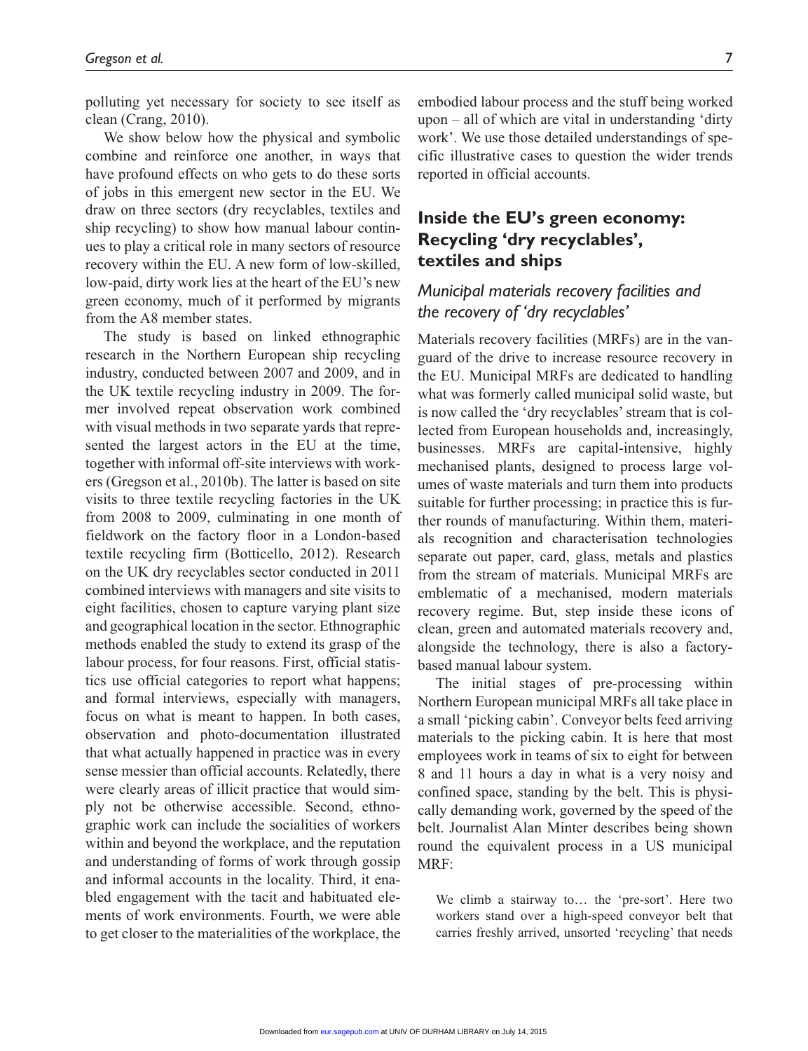polluting yet necessary for society to see itself as clean (Crang, 2010).

We show below how the physical and symbolic combine and reinforce one another, in ways that have profound effects on who gets to do these sorts of jobs in this emergent new sector in the EU. We draw on three sectors (dry recyclables, textiles and ship recycling) to show how manual labour continues to play a critical role in many sectors of resource recovery within the EU. A new form of low-skilled, low-paid, dirty work lies at the heart of the EU's new green economy, much of it performed by migrants from the A8 member states.

The study is based on linked ethnographic research in the Northern European ship recycling industry, conducted between 2007 and 2009, and in the UK textile recycling industry in 2009. The former involved repeat observation work combined with visual methods in two separate yards that represented the largest actors in the EU at the time, together with informal off-site interviews with workers (Gregson et al., 2010b). The latter is based on site visits to three textile recycling factories in the UK from 2008 to 2009, culminating in one month of fieldwork on the factory floor in a London-based textile recycling firm (Botticello, 2012). Research on the UK dry recyclables sector conducted in 2011 combined interviews with managers and site visits to eight facilities, chosen to capture varying plant size and geographical location in the sector. Ethnographic methods enabled the study to extend its grasp of the labour process, for four reasons. First, official statistics use official categories to report what happens; and formal interviews, especially with managers, focus on what is meant to happen. In both cases, observation and photo-documentation illustrated that what actually happened in practice was in every sense messier than official accounts. Relatedly, there were clearly areas of illicit practice that would simply not be otherwise accessible. Second, ethnographic work can include the socialities of workers within and beyond the workplace, and the reputation and understanding of forms of work through gossip and informal accounts in the locality. Third, it enabled engagement with the tacit and habituated elements of work environments. Fourth, we were able to get closer to the materialities of the workplace, the embodied labour process and the stuff being worked upon – all of which are vital in understanding 'dirty work'. We use those detailed understandings of specific illustrative cases to question the wider trends reported in official accounts.

## Inside the EU's green economy: Recycling 'dry recyclables', textiles and ships

### *Municipal materials recovery facilities and the recovery of 'dry recyclables'*

Materials recovery facilities (MRFs) are in the vanguard of the drive to increase resource recovery in the EU. Municipal MRFs are dedicated to handling what was formerly called municipal solid waste, but is now called the 'dry recyclables' stream that is collected from European households and, increasingly, businesses. MRFs are capital-intensive, highly mechanised plants, designed to process large volumes of waste materials and turn them into products suitable for further processing; in practice this is further rounds of manufacturing. Within them, materials recognition and characterisation technologies separate out paper, card, glass, metals and plastics from the stream of materials. Municipal MRFs are emblematic of a mechanised, modern materials recovery regime. But, step inside these icons of clean, green and automated materials recovery and, alongside the technology, there is also a factory-based manual labour system.

The initial stages of pre-processing within Northern European municipal MRFs all take place in a small 'picking cabin'. Conveyor belts feed arriving materials to the picking cabin. It is here that most employees work in teams of six to eight for between 8 and 11 hours a day in what is a very noisy and confined space, standing by the belt. This is physically demanding work, governed by the speed of the belt. Journalist Alan Minter describes being shown round the equivalent process in a US municipal MRF:

> We climb a stairway to… the 'pre-sort'. Here two workers stand over a high-speed conveyor belt that carries freshly arrived, unsorted 'recycling' that needs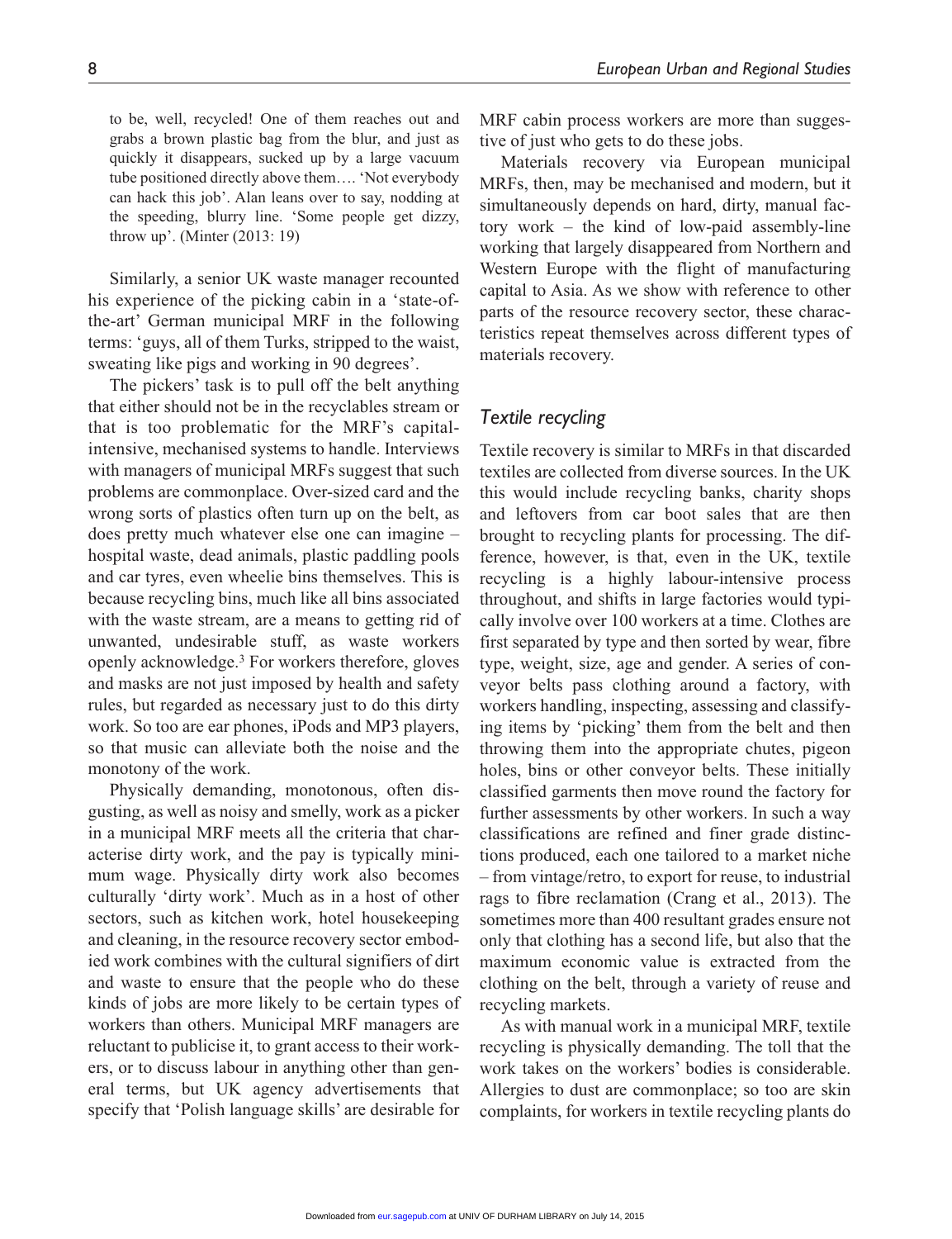to be, well, recycled! One of them reaches out and grabs a brown plastic bag from the blur, and just as quickly it disappears, sucked up by a large vacuum tube positioned directly above them…. 'Not everybody can hack this job'. Alan leans over to say, nodding at the speeding, blurry line. 'Some people get dizzy, throw up'. (Minter (2013: 19)

Similarly, a senior UK waste manager recounted his experience of the picking cabin in a 'state-of-the-art' German municipal MRF in the following terms: 'guys, all of them Turks, stripped to the waist, sweating like pigs and working in 90 degrees'.

The pickers' task is to pull off the belt anything that either should not be in the recyclables stream or that is too problematic for the MRF's capital-intensive, mechanised systems to handle. Interviews with managers of municipal MRFs suggest that such problems are commonplace. Over-sized card and the wrong sorts of plastics often turn up on the belt, as does pretty much whatever else one can imagine – hospital waste, dead animals, plastic paddling pools and car tyres, even wheelie bins themselves. This is because recycling bins, much like all bins associated with the waste stream, are a means to getting rid of unwanted, undesirable stuff, as waste workers openly acknowledge.[3] For workers therefore, gloves and masks are not just imposed by health and safety rules, but regarded as necessary just to do this dirty work. So too are ear phones, iPods and MP3 players, so that music can alleviate both the noise and the monotony of the work.

Physically demanding, monotonous, often disgusting, as well as noisy and smelly, work as a picker in a municipal MRF meets all the criteria that characterise dirty work, and the pay is typically minimum wage. Physically dirty work also becomes culturally 'dirty work'. Much as in a host of other sectors, such as kitchen work, hotel housekeeping and cleaning, in the resource recovery sector embodied work combines with the cultural signifiers of dirt and waste to ensure that the people who do these kinds of jobs are more likely to be certain types of workers than others. Municipal MRF managers are reluctant to publicise it, to grant access to their workers, or to discuss labour in anything other than general terms, but UK agency advertisements that specify that 'Polish language skills' are desirable for MRF cabin process workers are more than suggestive of just who gets to do these jobs.

Materials recovery via European municipal MRFs, then, may be mechanised and modern, but it simultaneously depends on hard, dirty, manual factory work – the kind of low-paid assembly-line working that largely disappeared from Northern and Western Europe with the flight of manufacturing capital to Asia. As we show with reference to other parts of the resource recovery sector, these characteristics repeat themselves across different types of materials recovery.

### *Textile recycling*

Textile recovery is similar to MRFs in that discarded textiles are collected from diverse sources. In the UK this would include recycling banks, charity shops and leftovers from car boot sales that are then brought to recycling plants for processing. The difference, however, is that, even in the UK, textile recycling is a highly labour-intensive process throughout, and shifts in large factories would typically involve over 100 workers at a time. Clothes are first separated by type and then sorted by wear, fibre type, weight, size, age and gender. A series of conveyor belts pass clothing around a factory, with workers handling, inspecting, assessing and classifying items by 'picking' them from the belt and then throwing them into the appropriate chutes, pigeon holes, bins or other conveyor belts. These initially classified garments then move round the factory for further assessments by other workers. In such a way classifications are refined and finer grade distinctions produced, each one tailored to a market niche – from vintage/retro, to export for reuse, to industrial rags to fibre reclamation (Crang et al., 2013). The sometimes more than 400 resultant grades ensure not only that clothing has a second life, but also that the maximum economic value is extracted from the clothing on the belt, through a variety of reuse and recycling markets.

As with manual work in a municipal MRF, textile recycling is physically demanding. The toll that the work takes on the workers' bodies is considerable. Allergies to dust are commonplace; so too are skin complaints, for workers in textile recycling plants do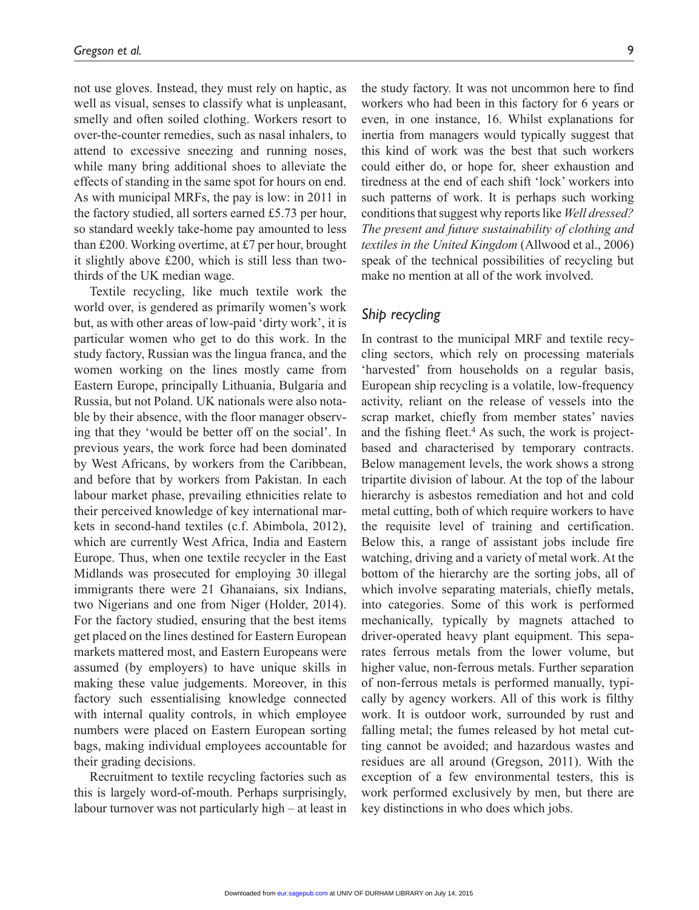not use gloves. Instead, they must rely on haptic, as well as visual, senses to classify what is unpleasant, smelly and often soiled clothing. Workers resort to over-the-counter remedies, such as nasal inhalers, to attend to excessive sneezing and running noses, while many bring additional shoes to alleviate the effects of standing in the same spot for hours on end. As with municipal MRFs, the pay is low: in 2011 in the factory studied, all sorters earned £5.73 per hour, so standard weekly take-home pay amounted to less than £200. Working overtime, at £7 per hour, brought it slightly above £200, which is still less than two-thirds of the UK median wage.

Textile recycling, like much textile work the world over, is gendered as primarily women's work but, as with other areas of low-paid 'dirty work', it is particular women who get to do this work. In the study factory, Russian was the lingua franca, and the women working on the lines mostly came from Eastern Europe, principally Lithuania, Bulgaria and Russia, but not Poland. UK nationals were also notable by their absence, with the floor manager observing that they 'would be better off on the social'. In previous years, the work force had been dominated by West Africans, by workers from the Caribbean, and before that by workers from Pakistan. In each labour market phase, prevailing ethnicities relate to their perceived knowledge of key international markets in second-hand textiles (c.f. Abimbola, 2012), which are currently West Africa, India and Eastern Europe. Thus, when one textile recycler in the East Midlands was prosecuted for employing 30 illegal immigrants there were 21 Ghanaians, six Indians, two Nigerians and one from Niger (Holder, 2014). For the factory studied, ensuring that the best items get placed on the lines destined for Eastern European markets mattered most, and Eastern Europeans were assumed (by employers) to have unique skills in making these value judgements. Moreover, in this factory such essentialising knowledge connected with internal quality controls, in which employee numbers were placed on Eastern European sorting bags, making individual employees accountable for their grading decisions.

Recruitment to textile recycling factories such as this is largely word-of-mouth. Perhaps surprisingly, labour turnover was not particularly high – at least in the study factory. It was not uncommon here to find workers who had been in this factory for 6 years or even, in one instance, 16. Whilst explanations for inertia from managers would typically suggest that this kind of work was the best that such workers could either do, or hope for, sheer exhaustion and tiredness at the end of each shift 'lock' workers into such patterns of work. It is perhaps such working conditions that suggest why reports like *Well dressed? The present and future sustainability of clothing and textiles in the United Kingdom* (Allwood et al., 2006) speak of the technical possibilities of recycling but make no mention at all of the work involved.

### Ship recycling

In contrast to the municipal MRF and textile recycling sectors, which rely on processing materials 'harvested' from households on a regular basis, European ship recycling is a volatile, low-frequency activity, reliant on the release of vessels into the scrap market, chiefly from member states' navies and the fishing fleet.[4] As such, the work is project-based and characterised by temporary contracts. Below management levels, the work shows a strong tripartite division of labour. At the top of the labour hierarchy is asbestos remediation and hot and cold metal cutting, both of which require workers to have the requisite level of training and certification. Below this, a range of assistant jobs include fire watching, driving and a variety of metal work. At the bottom of the hierarchy are the sorting jobs, all of which involve separating materials, chiefly metals, into categories. Some of this work is performed mechanically, typically by magnets attached to driver-operated heavy plant equipment. This separates ferrous metals from the lower volume, but higher value, non-ferrous metals. Further separation of non-ferrous metals is performed manually, typically by agency workers. All of this work is filthy work. It is outdoor work, surrounded by rust and falling metal; the fumes released by hot metal cutting cannot be avoided; and hazardous wastes and residues are all around (Gregson, 2011). With the exception of a few environmental testers, this is work performed exclusively by men, but there are key distinctions in who does which jobs.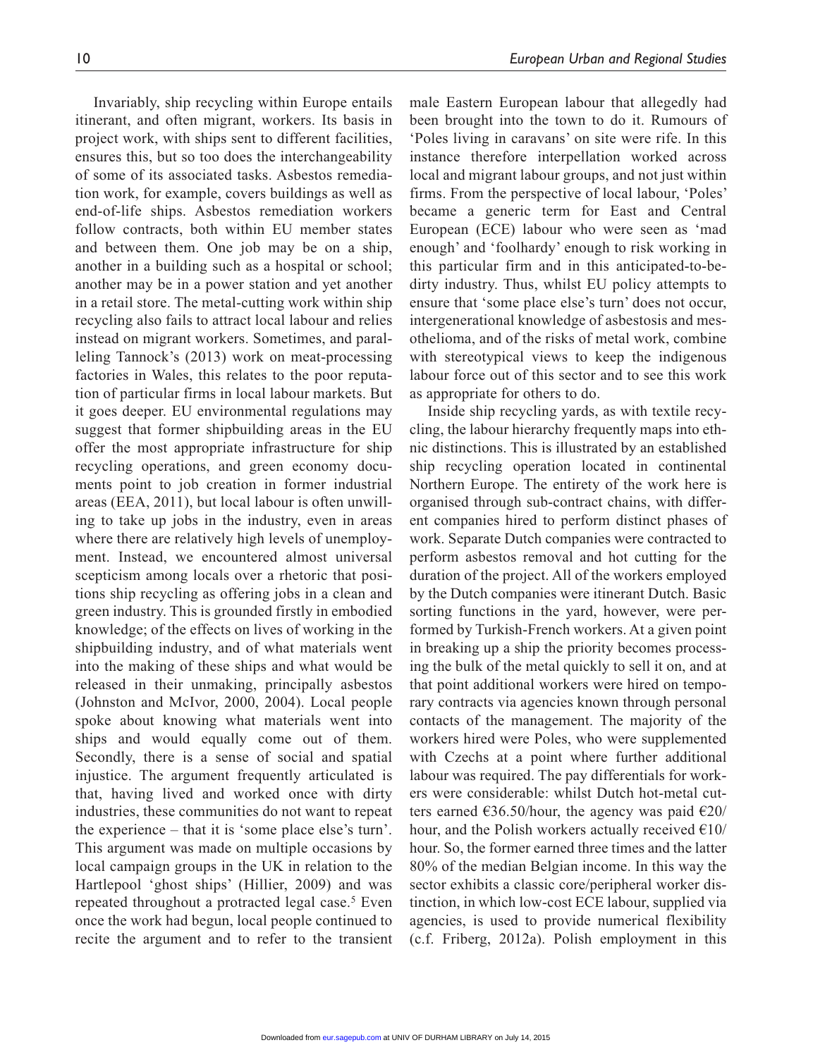Invariably, ship recycling within Europe entails itinerant, and often migrant, workers. Its basis in project work, with ships sent to different facilities, ensures this, but so too does the interchangeability of some of its associated tasks. Asbestos remediation work, for example, covers buildings as well as end-of-life ships. Asbestos remediation workers follow contracts, both within EU member states and between them. One job may be on a ship, another in a building such as a hospital or school; another may be in a power station and yet another in a retail store. The metal-cutting work within ship recycling also fails to attract local labour and relies instead on migrant workers. Sometimes, and paralleling Tannock's (2013) work on meat-processing factories in Wales, this relates to the poor reputation of particular firms in local labour markets. But it goes deeper. EU environmental regulations may suggest that former shipbuilding areas in the EU offer the most appropriate infrastructure for ship recycling operations, and green economy documents point to job creation in former industrial areas (EEA, 2011), but local labour is often unwilling to take up jobs in the industry, even in areas where there are relatively high levels of unemployment. Instead, we encountered almost universal scepticism among locals over a rhetoric that positions ship recycling as offering jobs in a clean and green industry. This is grounded firstly in embodied knowledge; of the effects on lives of working in the shipbuilding industry, and of what materials went into the making of these ships and what would be released in their unmaking, principally asbestos (Johnston and McIvor, 2000, 2004). Local people spoke about knowing what materials went into ships and would equally come out of them. Secondly, there is a sense of social and spatial injustice. The argument frequently articulated is that, having lived and worked once with dirty industries, these communities do not want to repeat the experience – that it is 'some place else's turn'. This argument was made on multiple occasions by local campaign groups in the UK in relation to the Hartlepool 'ghost ships' (Hillier, 2009) and was repeated throughout a protracted legal case.[5] Even once the work had begun, local people continued to recite the argument and to refer to the transient male Eastern European labour that allegedly had been brought into the town to do it. Rumours of 'Poles living in caravans' on site were rife. In this instance therefore interpellation worked across local and migrant labour groups, and not just within firms. From the perspective of local labour, 'Poles' became a generic term for East and Central European (ECE) labour who were seen as 'mad enough' and 'foolhardy' enough to risk working in this particular firm and in this anticipated-to-be-dirty industry. Thus, whilst EU policy attempts to ensure that 'some place else's turn' does not occur, intergenerational knowledge of asbestosis and mesothelioma, and of the risks of metal work, combine with stereotypical views to keep the indigenous labour force out of this sector and to see this work as appropriate for others to do.

Inside ship recycling yards, as with textile recycling, the labour hierarchy frequently maps into ethnic distinctions. This is illustrated by an established ship recycling operation located in continental Northern Europe. The entirety of the work here is organised through sub-contract chains, with different companies hired to perform distinct phases of work. Separate Dutch companies were contracted to perform asbestos removal and hot cutting for the duration of the project. All of the workers employed by the Dutch companies were itinerant Dutch. Basic sorting functions in the yard, however, were performed by Turkish-French workers. At a given point in breaking up a ship the priority becomes processing the bulk of the metal quickly to sell it on, and at that point additional workers were hired on temporary contracts via agencies known through personal contacts of the management. The majority of the workers hired were Poles, who were supplemented with Czechs at a point where further additional labour was required. The pay differentials for workers were considerable: whilst Dutch hot-metal cutters earned €36.50/hour, the agency was paid €20/hour, and the Polish workers actually received €10/hour. So, the former earned three times and the latter 80% of the median Belgian income. In this way the sector exhibits a classic core/peripheral worker distinction, in which low-cost ECE labour, supplied via agencies, is used to provide numerical flexibility (c.f. Friberg, 2012a). Polish employment in this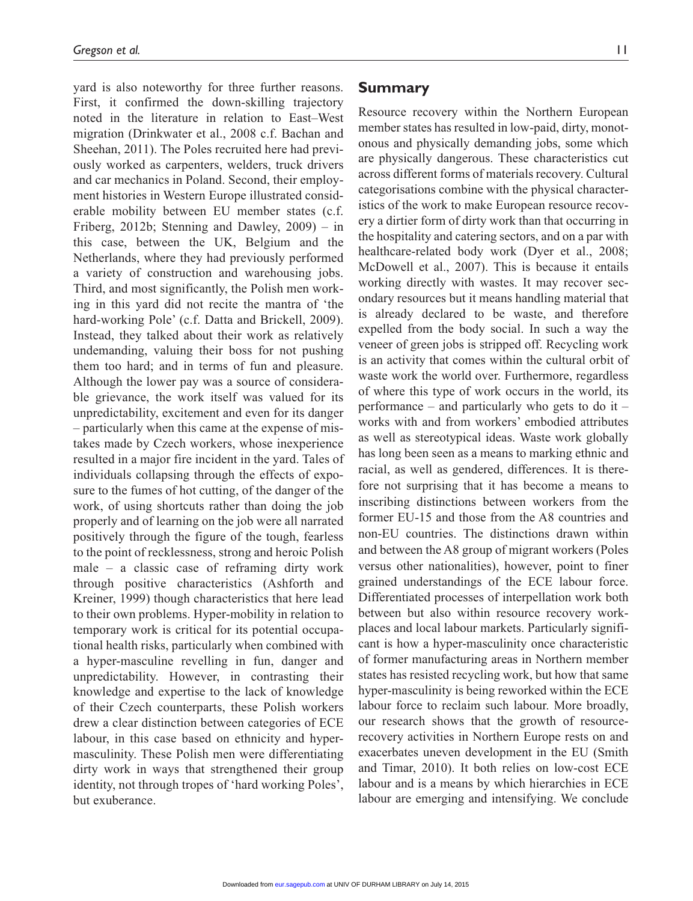yard is also noteworthy for three further reasons. First, it confirmed the down-skilling trajectory noted in the literature in relation to East–West migration (Drinkwater et al., 2008 c.f. Bachan and Sheehan, 2011). The Poles recruited here had previously worked as carpenters, welders, truck drivers and car mechanics in Poland. Second, their employment histories in Western Europe illustrated considerable mobility between EU member states (c.f. Friberg, 2012b; Stenning and Dawley, 2009) – in this case, between the UK, Belgium and the Netherlands, where they had previously performed a variety of construction and warehousing jobs. Third, and most significantly, the Polish men working in this yard did not recite the mantra of 'the hard-working Pole' (c.f. Datta and Brickell, 2009). Instead, they talked about their work as relatively undemanding, valuing their boss for not pushing them too hard; and in terms of fun and pleasure. Although the lower pay was a source of considerable grievance, the work itself was valued for its unpredictability, excitement and even for its danger – particularly when this came at the expense of mistakes made by Czech workers, whose inexperience resulted in a major fire incident in the yard. Tales of individuals collapsing through the effects of exposure to the fumes of hot cutting, of the danger of the work, of using shortcuts rather than doing the job properly and of learning on the job were all narrated positively through the figure of the tough, fearless to the point of recklessness, strong and heroic Polish male – a classic case of reframing dirty work through positive characteristics (Ashforth and Kreiner, 1999) though characteristics that here lead to their own problems. Hyper-mobility in relation to temporary work is critical for its potential occupational health risks, particularly when combined with a hyper-masculine revelling in fun, danger and unpredictability. However, in contrasting their knowledge and expertise to the lack of knowledge of their Czech counterparts, these Polish workers drew a clear distinction between categories of ECE labour, in this case based on ethnicity and hyper-masculinity. These Polish men were differentiating dirty work in ways that strengthened their group identity, not through tropes of 'hard working Poles', but exuberance.

## Summary

Resource recovery within the Northern European member states has resulted in low-paid, dirty, monotonous and physically demanding jobs, some which are physically dangerous. These characteristics cut across different forms of materials recovery. Cultural categorisations combine with the physical characteristics of the work to make European resource recovery a dirtier form of dirty work than that occurring in the hospitality and catering sectors, and on a par with healthcare-related body work (Dyer et al., 2008; McDowell et al., 2007). This is because it entails working directly with wastes. It may recover secondary resources but it means handling material that is already declared to be waste, and therefore expelled from the body social. In such a way the veneer of green jobs is stripped off. Recycling work is an activity that comes within the cultural orbit of waste work the world over. Furthermore, regardless of where this type of work occurs in the world, its performance – and particularly who gets to do it – works with and from workers' embodied attributes as well as stereotypical ideas. Waste work globally has long been seen as a means to marking ethnic and racial, as well as gendered, differences. It is therefore not surprising that it has become a means to inscribing distinctions between workers from the former EU-15 and those from the A8 countries and non-EU countries. The distinctions drawn within and between the A8 group of migrant workers (Poles versus other nationalities), however, point to finer grained understandings of the ECE labour force. Differentiated processes of interpellation work both between but also within resource recovery workplaces and local labour markets. Particularly significant is how a hyper-masculinity once characteristic of former manufacturing areas in Northern member states has resisted recycling work, but how that same hyper-masculinity is being reworked within the ECE labour force to reclaim such labour. More broadly, our research shows that the growth of resource-recovery activities in Northern Europe rests on and exacerbates uneven development in the EU (Smith and Timar, 2010). It both relies on low-cost ECE labour and is a means by which hierarchies in ECE labour are emerging and intensifying. We conclude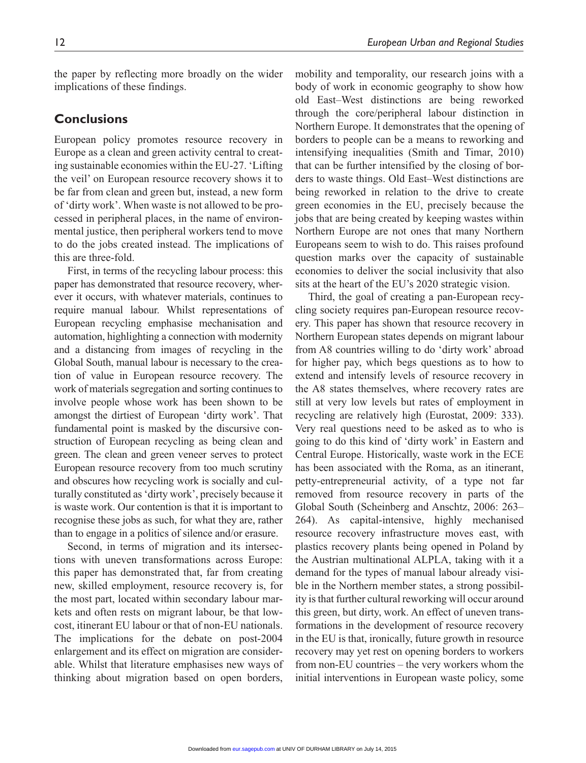the paper by reflecting more broadly on the wider implications of these findings.

## Conclusions

European policy promotes resource recovery in Europe as a clean and green activity central to creating sustainable economies within the EU-27. 'Lifting the veil' on European resource recovery shows it to be far from clean and green but, instead, a new form of 'dirty work'. When waste is not allowed to be processed in peripheral places, in the name of environmental justice, then peripheral workers tend to move to do the jobs created instead. The implications of this are three-fold.

First, in terms of the recycling labour process: this paper has demonstrated that resource recovery, wherever it occurs, with whatever materials, continues to require manual labour. Whilst representations of European recycling emphasise mechanisation and automation, highlighting a connection with modernity and a distancing from images of recycling in the Global South, manual labour is necessary to the creation of value in European resource recovery. The work of materials segregation and sorting continues to involve people whose work has been shown to be amongst the dirtiest of European 'dirty work'. That fundamental point is masked by the discursive construction of European recycling as being clean and green. The clean and green veneer serves to protect European resource recovery from too much scrutiny and obscures how recycling work is socially and culturally constituted as 'dirty work', precisely because it is waste work. Our contention is that it is important to recognise these jobs as such, for what they are, rather than to engage in a politics of silence and/or erasure.

Second, in terms of migration and its intersections with uneven transformations across Europe: this paper has demonstrated that, far from creating new, skilled employment, resource recovery is, for the most part, located within secondary labour markets and often rests on migrant labour, be that low-cost, itinerant EU labour or that of non-EU nationals. The implications for the debate on post-2004 enlargement and its effect on migration are considerable. Whilst that literature emphasises new ways of thinking about migration based on open borders, mobility and temporality, our research joins with a body of work in economic geography to show how old East–West distinctions are being reworked through the core/peripheral labour distinction in Northern Europe. It demonstrates that the opening of borders to people can be a means to reworking and intensifying inequalities (Smith and Timar, 2010) that can be further intensified by the closing of borders to waste things. Old East–West distinctions are being reworked in relation to the drive to create green economies in the EU, precisely because the jobs that are being created by keeping wastes within Northern Europe are not ones that many Northern Europeans seem to wish to do. This raises profound question marks over the capacity of sustainable economies to deliver the social inclusivity that also sits at the heart of the EU's 2020 strategic vision.

Third, the goal of creating a pan-European recycling society requires pan-European resource recovery. This paper has shown that resource recovery in Northern European states depends on migrant labour from A8 countries willing to do 'dirty work' abroad for higher pay, which begs questions as to how to extend and intensify levels of resource recovery in the A8 states themselves, where recovery rates are still at very low levels but rates of employment in recycling are relatively high (Eurostat, 2009: 333). Very real questions need to be asked as to who is going to do this kind of 'dirty work' in Eastern and Central Europe. Historically, waste work in the ECE has been associated with the Roma, as an itinerant, petty-entrepreneurial activity, of a type not far removed from resource recovery in parts of the Global South (Scheinberg and Anschtz, 2006: 263–264). As capital-intensive, highly mechanised resource recovery infrastructure moves east, with plastics recovery plants being opened in Poland by the Austrian multinational ALPLA, taking with it a demand for the types of manual labour already visible in the Northern member states, a strong possibility is that further cultural reworking will occur around this green, but dirty, work. An effect of uneven transformations in the development of resource recovery in the EU is that, ironically, future growth in resource recovery may yet rest on opening borders to workers from non-EU countries – the very workers whom the initial interventions in European waste policy, some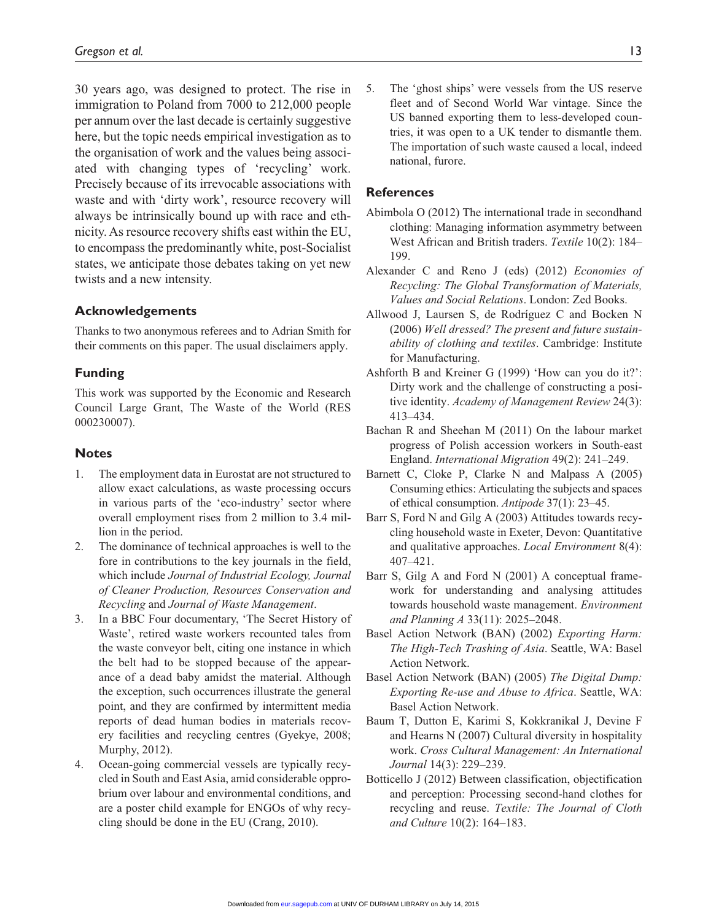30 years ago, was designed to protect. The rise in immigration to Poland from 7000 to 212,000 people per annum over the last decade is certainly suggestive here, but the topic needs empirical investigation as to the organisation of work and the values being associated with changing types of 'recycling' work. Precisely because of its irrevocable associations with waste and with 'dirty work', resource recovery will always be intrinsically bound up with race and ethnicity. As resource recovery shifts east within the EU, to encompass the predominantly white, post-Socialist states, we anticipate those debates taking on yet new twists and a new intensity.

## Acknowledgements

Thanks to two anonymous referees and to Adrian Smith for their comments on this paper. The usual disclaimers apply.

## Funding

This work was supported by the Economic and Research Council Large Grant, The Waste of the World (RES 000230007).

## Notes

1. The employment data in Eurostat are not structured to allow exact calculations, as waste processing occurs in various parts of the 'eco-industry' sector where overall employment rises from 2 million to 3.4 million in the period.
2. The dominance of technical approaches is well to the fore in contributions to the key journals in the field, which include *Journal of Industrial Ecology, Journal of Cleaner Production, Resources Conservation and Recycling* and *Journal of Waste Management*.
3. In a BBC Four documentary, 'The Secret History of Waste', retired waste workers recounted tales from the waste conveyor belt, citing one instance in which the belt had to be stopped because of the appearance of a dead baby amidst the material. Although the exception, such occurrences illustrate the general point, and they are confirmed by intermittent media reports of dead human bodies in materials recovery facilities and recycling centres (Gyekye, 2008; Murphy, 2012).
4. Ocean-going commercial vessels are typically recycled in South and East Asia, amid considerable opprobrium over labour and environmental conditions, and are a poster child example for ENGOs of why recycling should be done in the EU (Crang, 2010).
5. The 'ghost ships' were vessels from the US reserve fleet and of Second World War vintage. Since the US banned exporting them to less-developed countries, it was open to a UK tender to dismantle them. The importation of such waste caused a local, indeed national, furore.

## References

Abimbola O (2012) The international trade in secondhand clothing: Managing information asymmetry between West African and British traders. *Textile* 10(2): 184–199.

Alexander C and Reno J (eds) (2012) *Economies of Recycling: The Global Transformation of Materials, Values and Social Relations*. London: Zed Books.

Allwood J, Laursen S, de Rodríguez C and Bocken N (2006) *Well dressed? The present and future sustainability of clothing and textiles*. Cambridge: Institute for Manufacturing.

Ashforth B and Kreiner G (1999) 'How can you do it?': Dirty work and the challenge of constructing a positive identity. *Academy of Management Review* 24(3): 413–434.

Bachan R and Sheehan M (2011) On the labour market progress of Polish accession workers in South-east England. *International Migration* 49(2): 241–249.

Barnett C, Cloke P, Clarke N and Malpass A (2005) Consuming ethics: Articulating the subjects and spaces of ethical consumption. *Antipode* 37(1): 23–45.

Barr S, Ford N and Gilg A (2003) Attitudes towards recycling household waste in Exeter, Devon: Quantitative and qualitative approaches. *Local Environment* 8(4): 407–421.

Barr S, Gilg A and Ford N (2001) A conceptual framework for understanding and analysing attitudes towards household waste management. *Environment and Planning A* 33(11): 2025–2048.

Basel Action Network (BAN) (2002) *Exporting Harm: The High-Tech Trashing of Asia*. Seattle, WA: Basel Action Network.

Basel Action Network (BAN) (2005) *The Digital Dump: Exporting Re-use and Abuse to Africa*. Seattle, WA: Basel Action Network.

Baum T, Dutton E, Karimi S, Kokkranikal J, Devine F and Hearns N (2007) Cultural diversity in hospitality work. *Cross Cultural Management: An International Journal* 14(3): 229–239.

Botticello J (2012) Between classification, objectification and perception: Processing second-hand clothes for recycling and reuse. *Textile: The Journal of Cloth and Culture* 10(2): 164–183.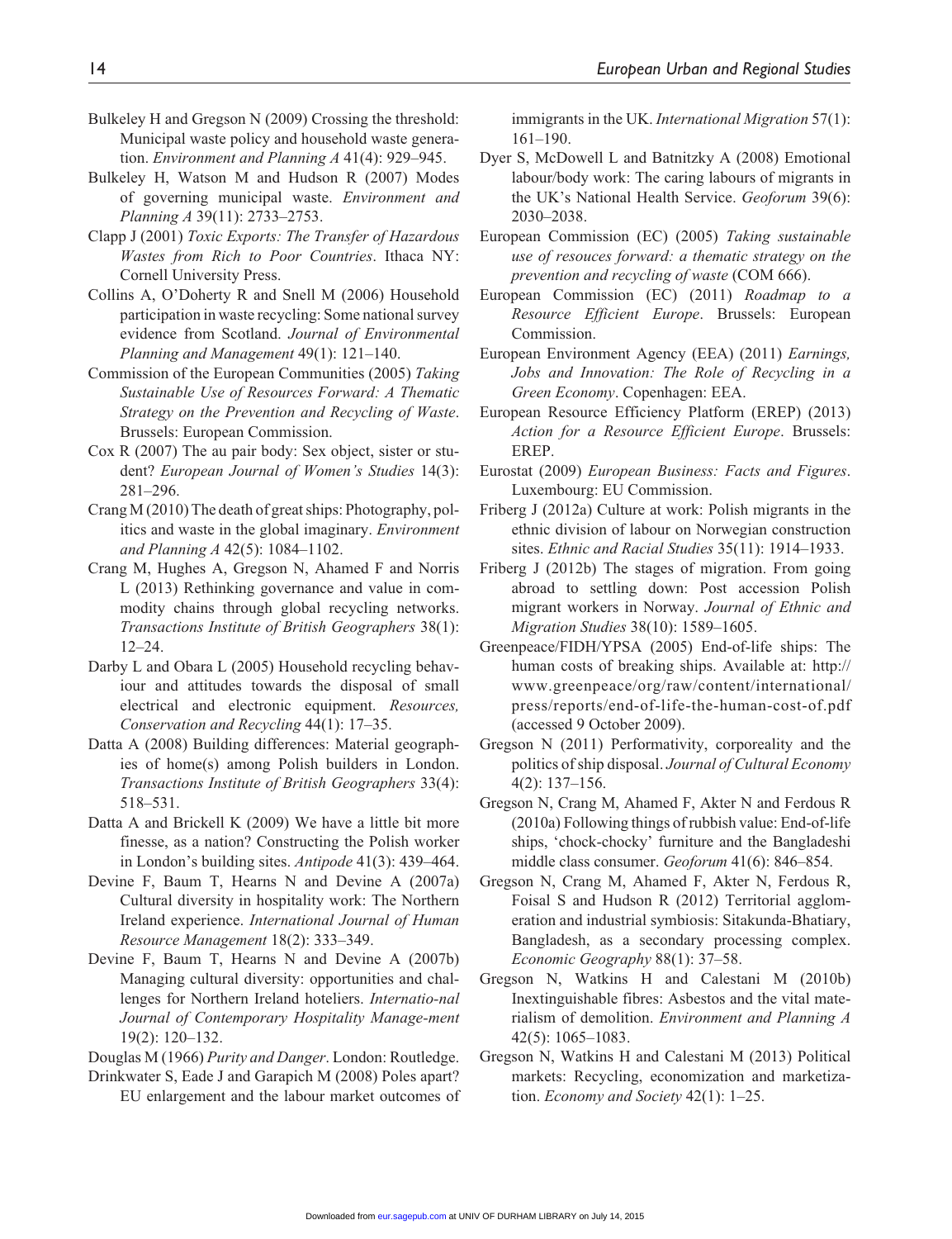Bulkeley H and Gregson N (2009) Crossing the threshold: Municipal waste policy and household waste generation. *Environment and Planning A* 41(4): 929–945.

Bulkeley H, Watson M and Hudson R (2007) Modes of governing municipal waste. *Environment and Planning A* 39(11): 2733–2753.

Clapp J (2001) *Toxic Exports: The Transfer of Hazardous Wastes from Rich to Poor Countries*. Ithaca NY: Cornell University Press.

Collins A, O'Doherty R and Snell M (2006) Household participation in waste recycling: Some national survey evidence from Scotland. *Journal of Environmental Planning and Management* 49(1): 121–140.

Commission of the European Communities (2005) *Taking Sustainable Use of Resources Forward: A Thematic Strategy on the Prevention and Recycling of Waste*. Brussels: European Commission.

Cox R (2007) The au pair body: Sex object, sister or student? *European Journal of Women's Studies* 14(3): 281–296.

Crang M (2010) The death of great ships: Photography, politics and waste in the global imaginary. *Environment and Planning A* 42(5): 1084–1102.

Crang M, Hughes A, Gregson N, Ahamed F and Norris L (2013) Rethinking governance and value in commodity chains through global recycling networks. *Transactions Institute of British Geographers* 38(1): 12–24.

Darby L and Obara L (2005) Household recycling behaviour and attitudes towards the disposal of small electrical and electronic equipment. *Resources, Conservation and Recycling* 44(1): 17–35.

Datta A (2008) Building differences: Material geographies of home(s) among Polish builders in London. *Transactions Institute of British Geographers* 33(4): 518–531.

Datta A and Brickell K (2009) We have a little bit more finesse, as a nation? Constructing the Polish worker in London's building sites. *Antipode* 41(3): 439–464.

Devine F, Baum T, Hearns N and Devine A (2007a) Cultural diversity in hospitality work: The Northern Ireland experience. *International Journal of Human Resource Management* 18(2): 333–349.

Devine F, Baum T, Hearns N and Devine A (2007b) Managing cultural diversity: opportunities and challenges for Northern Ireland hoteliers. *Internatio-nal Journal of Contemporary Hospitality Manage-ment* 19(2): 120–132.

Douglas M (1966) *Purity and Danger*. London: Routledge.

Drinkwater S, Eade J and Garapich M (2008) Poles apart? EU enlargement and the labour market outcomes of immigrants in the UK. *International Migration* 57(1): 161–190.

Dyer S, McDowell L and Batnitzky A (2008) Emotional labour/body work: The caring labours of migrants in the UK's National Health Service. *Geoforum* 39(6): 2030–2038.

European Commission (EC) (2005) *Taking sustainable use of resouces forward: a thematic strategy on the prevention and recycling of waste* (COM 666).

European Commission (EC) (2011) *Roadmap to a Resource Efficient Europe*. Brussels: European Commission.

European Environment Agency (EEA) (2011) *Earnings, Jobs and Innovation: The Role of Recycling in a Green Economy*. Copenhagen: EEA.

European Resource Efficiency Platform (EREP) (2013) *Action for a Resource Efficient Europe*. Brussels: EREP.

Eurostat (2009) *European Business: Facts and Figures*. Luxembourg: EU Commission.

Friberg J (2012a) Culture at work: Polish migrants in the ethnic division of labour on Norwegian construction sites. *Ethnic and Racial Studies* 35(11): 1914–1933.

Friberg J (2012b) The stages of migration. From going abroad to settling down: Post accession Polish migrant workers in Norway. *Journal of Ethnic and Migration Studies* 38(10): 1589–1605.

Greenpeace/FIDH/YPSA (2005) End-of-life ships: The human costs of breaking ships. Available at: http://www.greenpeace/org/raw/content/international/press/reports/end-of-life-the-human-cost-of.pdf (accessed 9 October 2009).

Gregson N (2011) Performativity, corporeality and the politics of ship disposal. *Journal of Cultural Economy* 4(2): 137–156.

Gregson N, Crang M, Ahamed F, Akter N and Ferdous R (2010a) Following things of rubbish value: End-of-life ships, 'chock-chocky' furniture and the Bangladeshi middle class consumer. *Geoforum* 41(6): 846–854.

Gregson N, Crang M, Ahamed F, Akter N, Ferdous R, Foisal S and Hudson R (2012) Territorial agglomeration and industrial symbiosis: Sitakunda-Bhatiary, Bangladesh, as a secondary processing complex. *Economic Geography* 88(1): 37–58.

Gregson N, Watkins H and Calestani M (2010b) Inextinguishable fibres: Asbestos and the vital materialism of demolition. *Environment and Planning A* 42(5): 1065–1083.

Gregson N, Watkins H and Calestani M (2013) Political markets: Recycling, economization and marketization. *Economy and Society* 42(1): 1–25.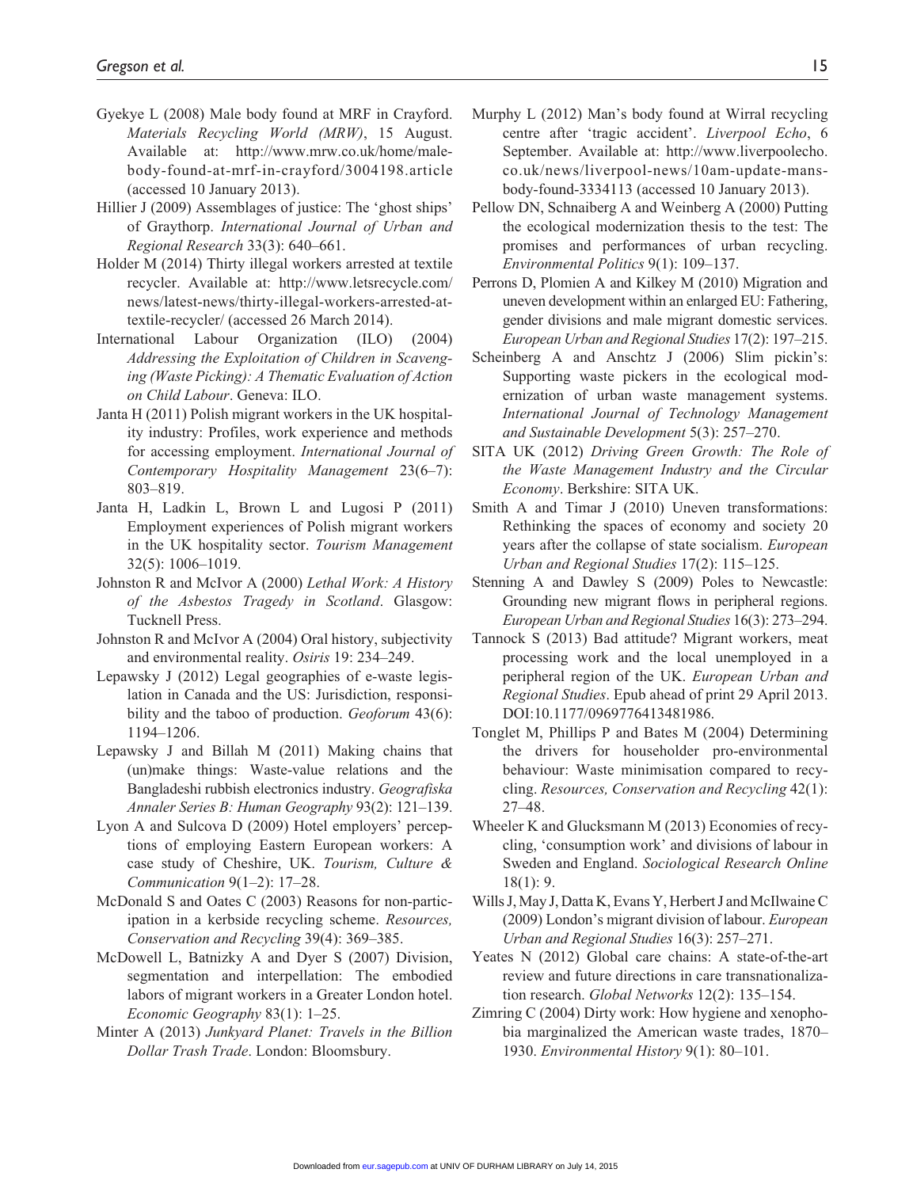Gyekye L (2008) Male body found at MRF in Crayford. *Materials Recycling World (MRW)*, 15 August. Available at: http://www.mrw.co.uk/home/male-body-found-at-mrf-in-crayford/3004198.article (accessed 10 January 2013).

Hillier J (2009) Assemblages of justice: The 'ghost ships' of Graythorp. *International Journal of Urban and Regional Research* 33(3): 640–661.

Holder M (2014) Thirty illegal workers arrested at textile recycler. Available at: http://www.letsrecycle.com/news/latest-news/thirty-illegal-workers-arrested-at-textile-recycler/ (accessed 26 March 2014).

International Labour Organization (ILO) (2004) *Addressing the Exploitation of Children in Scavenging (Waste Picking): A Thematic Evaluation of Action on Child Labour*. Geneva: ILO.

Janta H (2011) Polish migrant workers in the UK hospitality industry: Profiles, work experience and methods for accessing employment. *International Journal of Contemporary Hospitality Management* 23(6–7): 803–819.

Janta H, Ladkin L, Brown L and Lugosi P (2011) Employment experiences of Polish migrant workers in the UK hospitality sector. *Tourism Management* 32(5): 1006–1019.

Johnston R and McIvor A (2000) *Lethal Work: A History of the Asbestos Tragedy in Scotland*. Glasgow: Tucknell Press.

Johnston R and McIvor A (2004) Oral history, subjectivity and environmental reality. *Osiris* 19: 234–249.

Lepawsky J (2012) Legal geographies of e-waste legislation in Canada and the US: Jurisdiction, responsibility and the taboo of production. *Geoforum* 43(6): 1194–1206.

Lepawsky J and Billah M (2011) Making chains that (un)make things: Waste-value relations and the Bangladeshi rubbish electronics industry. *Geografiska Annaler Series B: Human Geography* 93(2): 121–139.

Lyon A and Sulcova D (2009) Hotel employers' perceptions of employing Eastern European workers: A case study of Cheshire, UK. *Tourism, Culture & Communication* 9(1–2): 17–28.

McDonald S and Oates C (2003) Reasons for non-participation in a kerbside recycling scheme. *Resources, Conservation and Recycling* 39(4): 369–385.

McDowell L, Batnizky A and Dyer S (2007) Division, segmentation and interpellation: The embodied labors of migrant workers in a Greater London hotel. *Economic Geography* 83(1): 1–25.

Minter A (2013) *Junkyard Planet: Travels in the Billion Dollar Trash Trade*. London: Bloomsbury.

Murphy L (2012) Man's body found at Wirral recycling centre after 'tragic accident'. *Liverpool Echo*, 6 September. Available at: http://www.liverpoolecho.co.uk/news/liverpool-news/10am-update-mans-body-found-3334113 (accessed 10 January 2013).

Pellow DN, Schnaiberg A and Weinberg A (2000) Putting the ecological modernization thesis to the test: The promises and performances of urban recycling. *Environmental Politics* 9(1): 109–137.

Perrons D, Plomien A and Kilkey M (2010) Migration and uneven development within an enlarged EU: Fathering, gender divisions and male migrant domestic services. *European Urban and Regional Studies* 17(2): 197–215.

Scheinberg A and Anschtz J (2006) Slim pickin's: Supporting waste pickers in the ecological modernization of urban waste management systems. *International Journal of Technology Management and Sustainable Development* 5(3): 257–270.

SITA UK (2012) *Driving Green Growth: The Role of the Waste Management Industry and the Circular Economy*. Berkshire: SITA UK.

Smith A and Timar J (2010) Uneven transformations: Rethinking the spaces of economy and society 20 years after the collapse of state socialism. *European Urban and Regional Studies* 17(2): 115–125.

Stenning A and Dawley S (2009) Poles to Newcastle: Grounding new migrant flows in peripheral regions. *European Urban and Regional Studies* 16(3): 273–294.

Tannock S (2013) Bad attitude? Migrant workers, meat processing work and the local unemployed in a peripheral region of the UK. *European Urban and Regional Studies*. Epub ahead of print 29 April 2013. DOI:10.1177/0969776413481986.

Tonglet M, Phillips P and Bates M (2004) Determining the drivers for householder pro-environmental behaviour: Waste minimisation compared to recycling. *Resources, Conservation and Recycling* 42(1): 27–48.

Wheeler K and Glucksmann M (2013) Economies of recycling, 'consumption work' and divisions of labour in Sweden and England. *Sociological Research Online* 18(1): 9.

Wills J, May J, Datta K, Evans Y, Herbert J and McIlwaine C (2009) London's migrant division of labour. *European Urban and Regional Studies* 16(3): 257–271.

Yeates N (2012) Global care chains: A state-of-the-art review and future directions in care transnationalization research. *Global Networks* 12(2): 135–154.

Zimring C (2004) Dirty work: How hygiene and xenophobia marginalized the American waste trades, 1870–1930. *Environmental History* 9(1): 80–101.